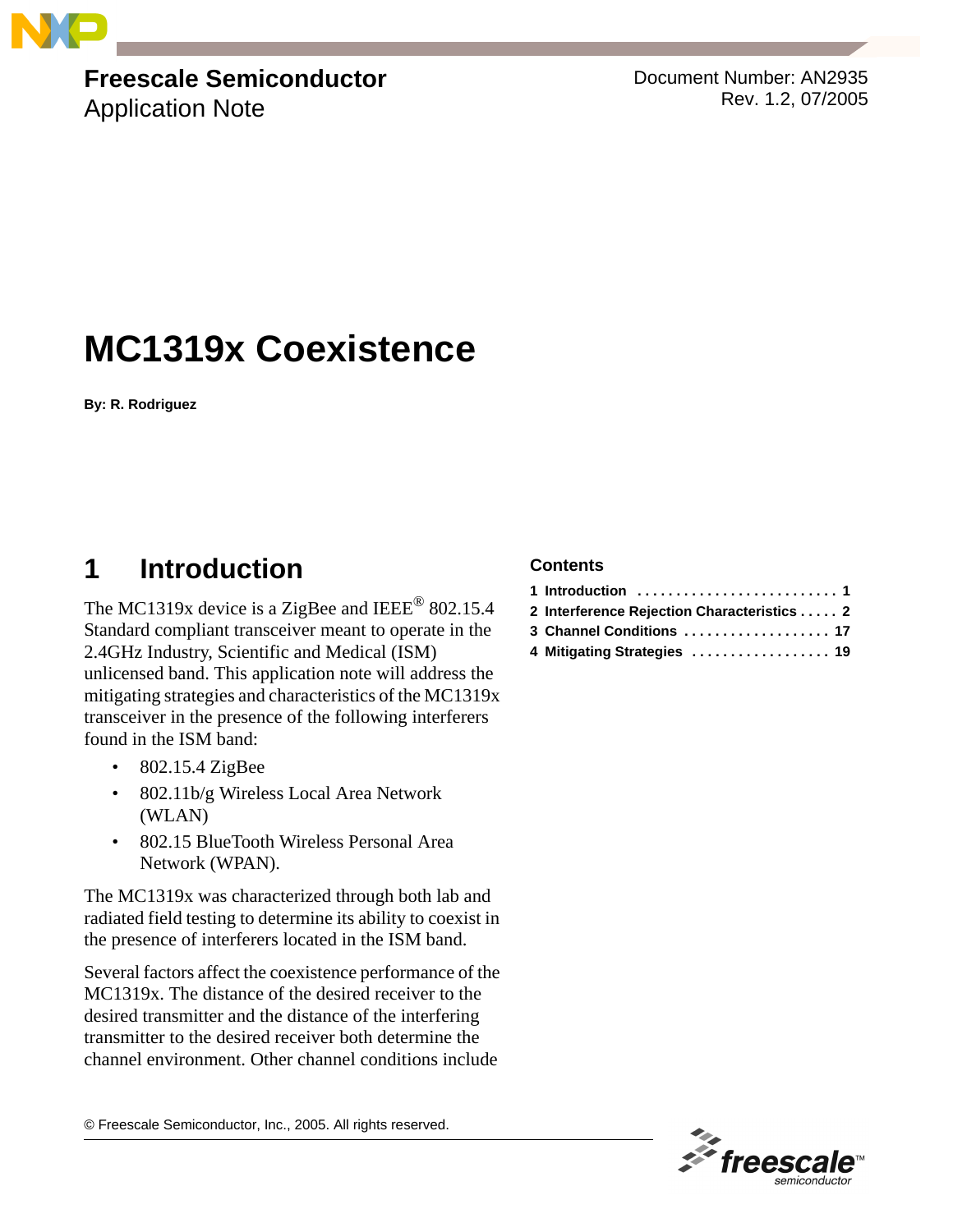**Freescale Semiconductor**
Application Note

Document Number: AN2935
Rev. 1.2, 07/2005

# MC1319x Coexistence

**By: R. Rodriguez**

**Contents**

1 Introduction . . . . . . . . . . . . . . . . . . . . . . . . . . 1
2 Interference Rejection Characteristics . . . . . 2
3 Channel Conditions . . . . . . . . . . . . . . . . . . . 17
4 Mitigating Strategies . . . . . . . . . . . . . . . . . . 19

## 1 Introduction

The MC1319x device is a ZigBee and IEEE® 802.15.4 Standard compliant transceiver meant to operate in the 2.4GHz Industry, Scientific and Medical (ISM) unlicensed band. This application note will address the mitigating strategies and characteristics of the MC1319x transceiver in the presence of the following interferers found in the ISM band:

- 802.15.4 ZigBee
- 802.11b/g Wireless Local Area Network (WLAN)
- 802.15 BlueTooth Wireless Personal Area Network (WPAN).

The MC1319x was characterized through both lab and radiated field testing to determine its ability to coexist in the presence of interferers located in the ISM band.

Several factors affect the coexistence performance of the MC1319x. The distance of the desired receiver to the desired transmitter and the distance of the interfering transmitter to the desired receiver both determine the channel environment. Other channel conditions include

© Freescale Semiconductor, Inc., 2005. All rights reserved.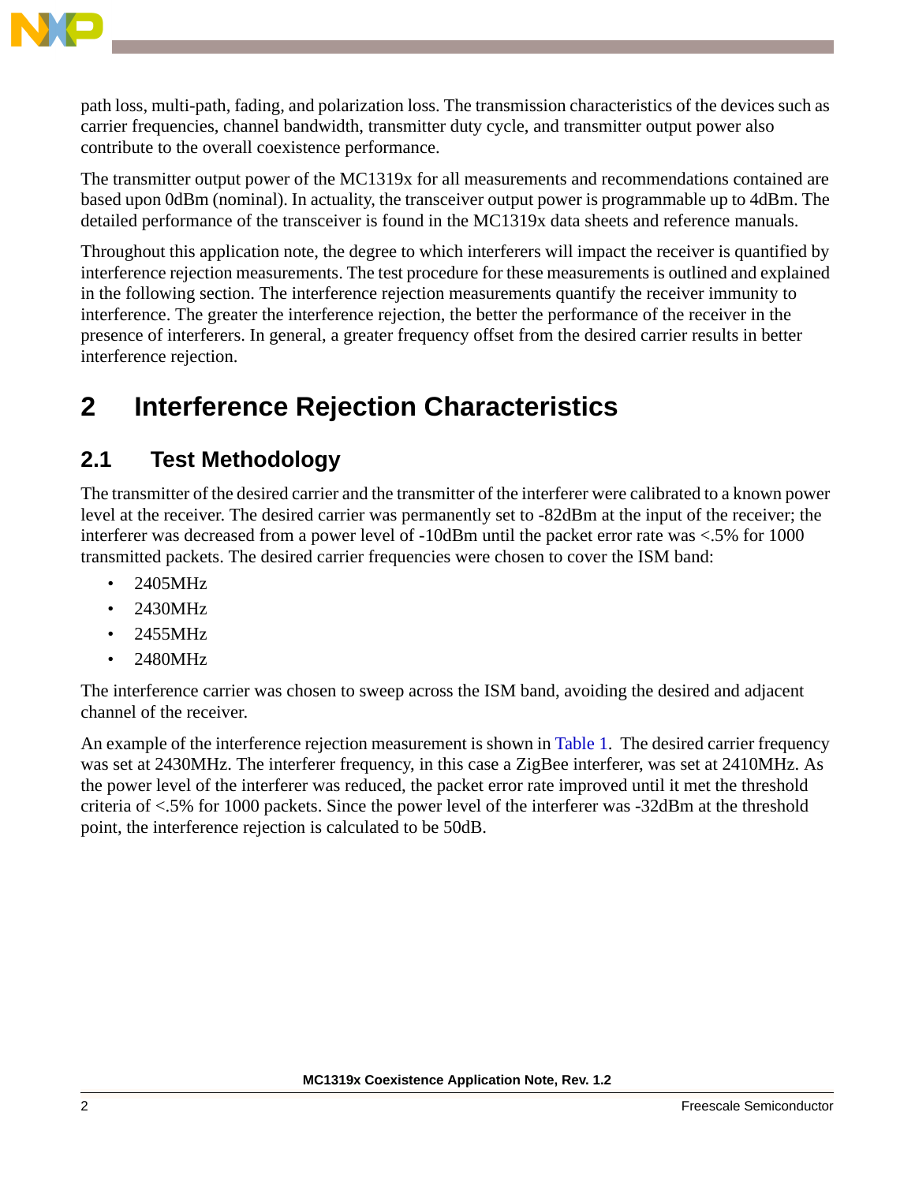path loss, multi-path, fading, and polarization loss. The transmission characteristics of the devices such as carrier frequencies, channel bandwidth, transmitter duty cycle, and transmitter output power also contribute to the overall coexistence performance.

The transmitter output power of the MC1319x for all measurements and recommendations contained are based upon 0dBm (nominal). In actuality, the transceiver output power is programmable up to 4dBm. The detailed performance of the transceiver is found in the MC1319x data sheets and reference manuals.

Throughout this application note, the degree to which interferers will impact the receiver is quantified by interference rejection measurements. The test procedure for these measurements is outlined and explained in the following section. The interference rejection measurements quantify the receiver immunity to interference. The greater the interference rejection, the better the performance of the receiver in the presence of interferers. In general, a greater frequency offset from the desired carrier results in better interference rejection.

# 2 Interference Rejection Characteristics

## 2.1 Test Methodology

The transmitter of the desired carrier and the transmitter of the interferer were calibrated to a known power level at the receiver. The desired carrier was permanently set to -82dBm at the input of the receiver; the interferer was decreased from a power level of -10dBm until the packet error rate was <.5% for 1000 transmitted packets. The desired carrier frequencies were chosen to cover the ISM band:

- 2405MHz
- 2430MHz
- 2455MHz
- 2480MHz

The interference carrier was chosen to sweep across the ISM band, avoiding the desired and adjacent channel of the receiver.

An example of the interference rejection measurement is shown in Table 1. The desired carrier frequency was set at 2430MHz. The interferer frequency, in this case a ZigBee interferer, was set at 2410MHz. As the power level of the interferer was reduced, the packet error rate improved until it met the threshold criteria of <.5% for 1000 packets. Since the power level of the interferer was -32dBm at the threshold point, the interference rejection is calculated to be 50dB.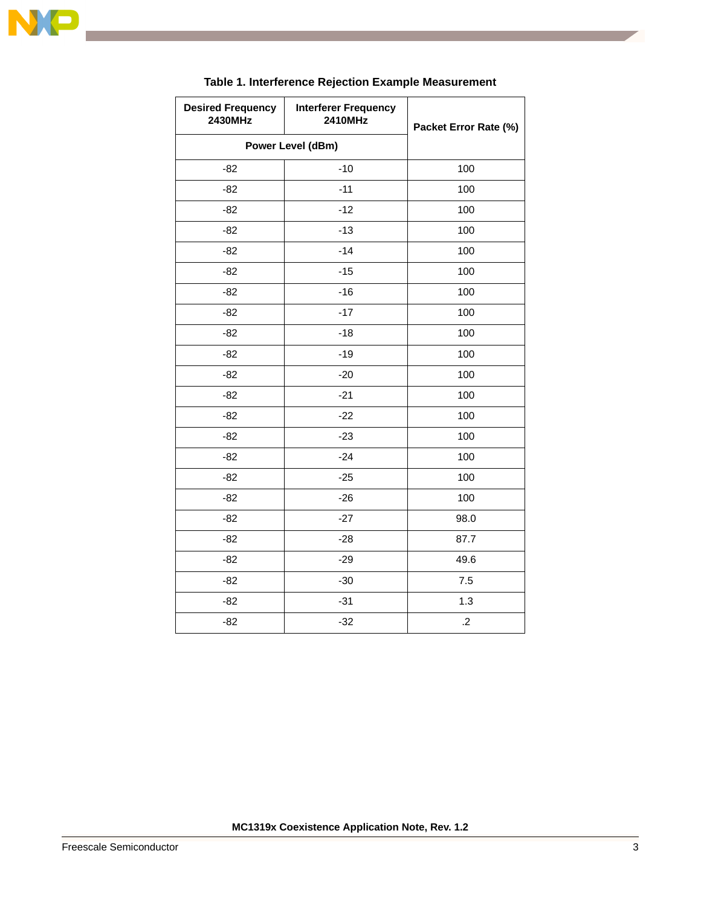Table 1. Interference Rejection Example Measurement

| Desired Frequency 2430MHz | Interferer Frequency 2410MHz | Packet Error Rate (%) |
|---|---|---|
| Power Level (dBm) | | |
| -82 | -10 | 100 |
| -82 | -11 | 100 |
| -82 | -12 | 100 |
| -82 | -13 | 100 |
| -82 | -14 | 100 |
| -82 | -15 | 100 |
| -82 | -16 | 100 |
| -82 | -17 | 100 |
| -82 | -18 | 100 |
| -82 | -19 | 100 |
| -82 | -20 | 100 |
| -82 | -21 | 100 |
| -82 | -22 | 100 |
| -82 | -23 | 100 |
| -82 | -24 | 100 |
| -82 | -25 | 100 |
| -82 | -26 | 100 |
| -82 | -27 | 98.0 |
| -82 | -28 | 87.7 |
| -82 | -29 | 49.6 |
| -82 | -30 | 7.5 |
| -82 | -31 | 1.3 |
| -82 | -32 | .2 |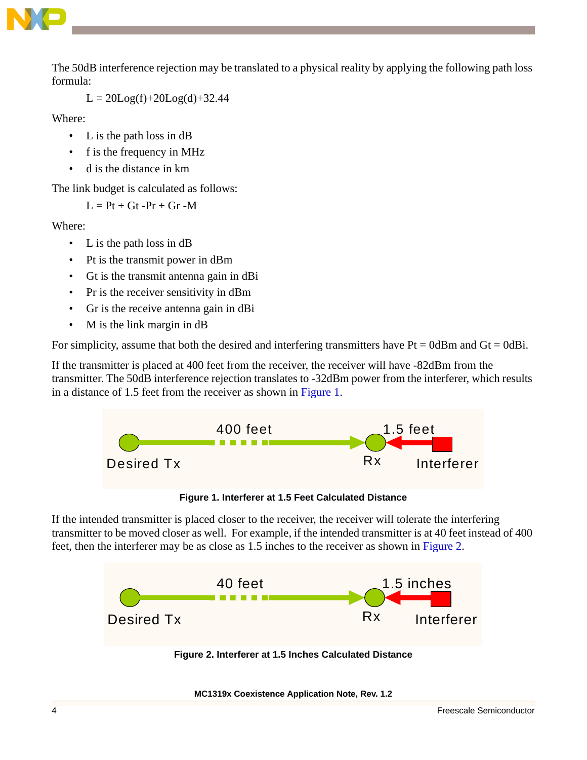The 50dB interference rejection may be translated to a physical reality by applying the following path loss formula:

$$L = 20\text{Log}(f)+20\text{Log}(d)+32.44$$

Where:

- L is the path loss in dB
- f is the frequency in MHz
- d is the distance in km

The link budget is calculated as follows:

$$L = Pt + Gt - Pr + Gr - M$$

Where:

- L is the path loss in dB
- Pt is the transmit power in dBm
- Gt is the transmit antenna gain in dBi
- Pr is the receiver sensitivity in dBm
- Gr is the receive antenna gain in dBi
- M is the link margin in dB

For simplicity, assume that both the desired and interfering transmitters have Pt = 0dBm and Gt = 0dBi.

If the transmitter is placed at 400 feet from the receiver, the receiver will have -82dBm from the transmitter. The 50dB interference rejection translates to -32dBm power from the interferer, which results in a distance of 1.5 feet from the receiver as shown in Figure 1.

Desired Tx — 400 feet — Rx — 1.5 feet — Interferer

**Figure 1. Interferer at 1.5 Feet Calculated Distance**

If the intended transmitter is placed closer to the receiver, the receiver will tolerate the interfering transmitter to be moved closer as well. For example, if the intended transmitter is at 40 feet instead of 400 feet, then the interferer may be as close as 1.5 inches to the receiver as shown in Figure 2.

Desired Tx — 40 feet — Rx — 1.5 inches — Interferer

**Figure 2. Interferer at 1.5 Inches Calculated Distance**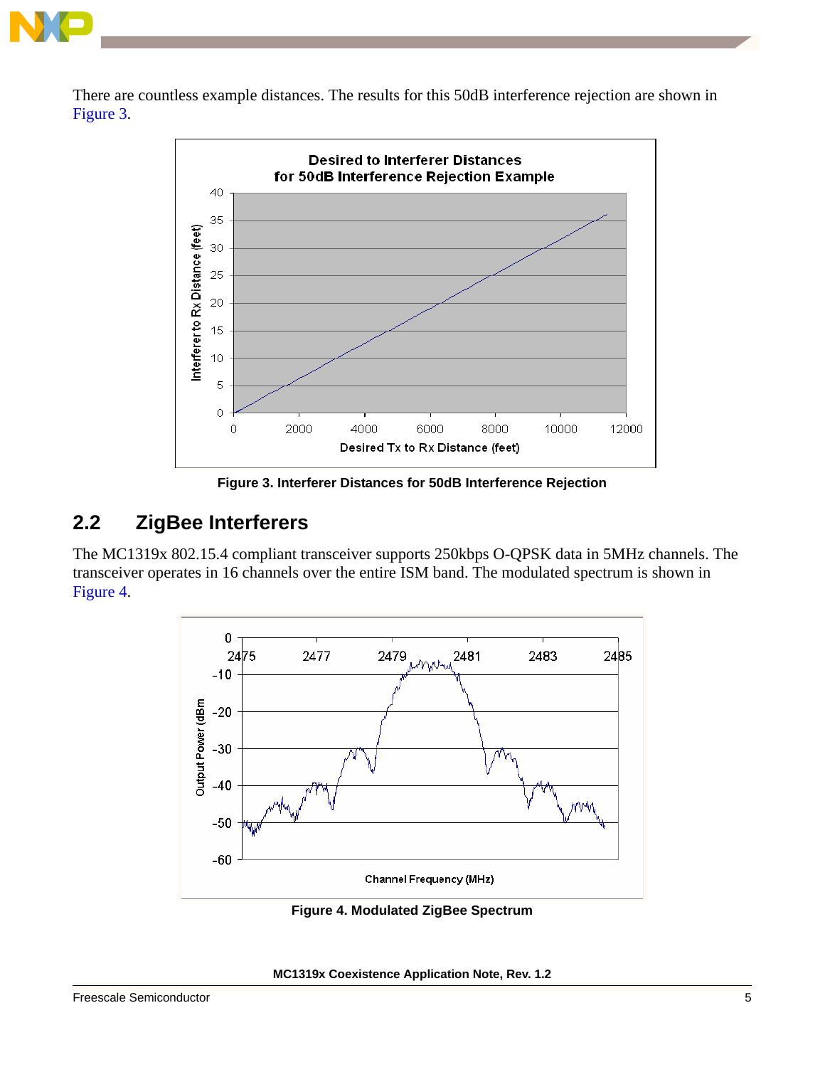There are countless example distances. The results for this 50dB interference rejection are shown in Figure 3.

Figure 3. Interferer Distances for 50dB Interference Rejection

## 2.2 ZigBee Interferers

The MC1319x 802.15.4 compliant transceiver supports 250kbps O-QPSK data in 5MHz channels. The transceiver operates in 16 channels over the entire ISM band. The modulated spectrum is shown in Figure 4.

Figure 4. Modulated ZigBee Spectrum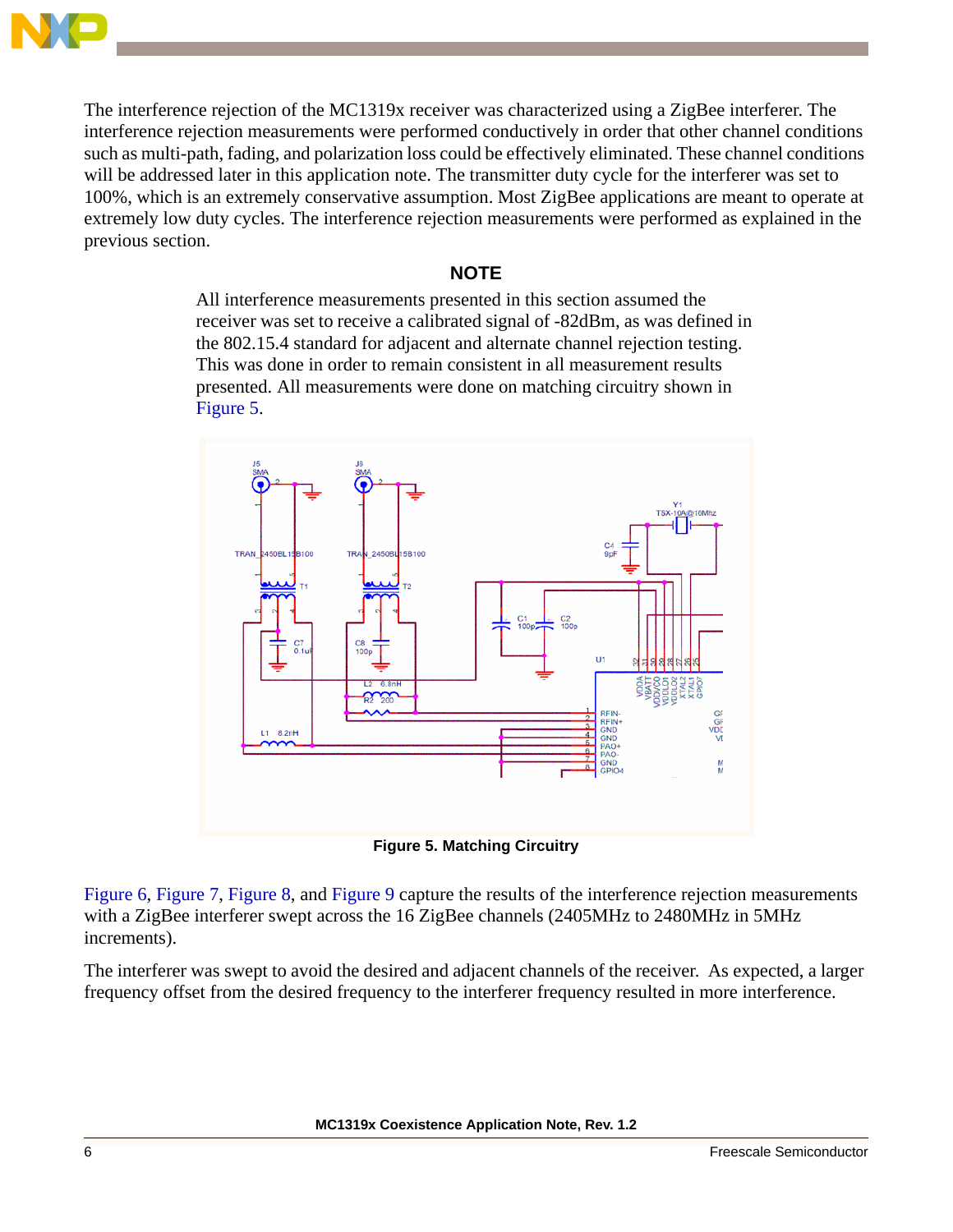The interference rejection of the MC1319x receiver was characterized using a ZigBee interferer. The interference rejection measurements were performed conductively in order that other channel conditions such as multi-path, fading, and polarization loss could be effectively eliminated. These channel conditions will be addressed later in this application note. The transmitter duty cycle for the interferer was set to 100%, which is an extremely conservative assumption. Most ZigBee applications are meant to operate at extremely low duty cycles. The interference rejection measurements were performed as explained in the previous section.

**NOTE**

All interference measurements presented in this section assumed the receiver was set to receive a calibrated signal of -82dBm, as was defined in the 802.15.4 standard for adjacent and alternate channel rejection testing. This was done in order to remain consistent in all measurement results presented. All measurements were done on matching circuitry shown in Figure 5.

**Figure 5. Matching Circuitry**

Figure 6, Figure 7, Figure 8, and Figure 9 capture the results of the interference rejection measurements with a ZigBee interferer swept across the 16 ZigBee channels (2405MHz to 2480MHz in 5MHz increments).

The interferer was swept to avoid the desired and adjacent channels of the receiver. As expected, a larger frequency offset from the desired frequency to the interferer frequency resulted in more interference.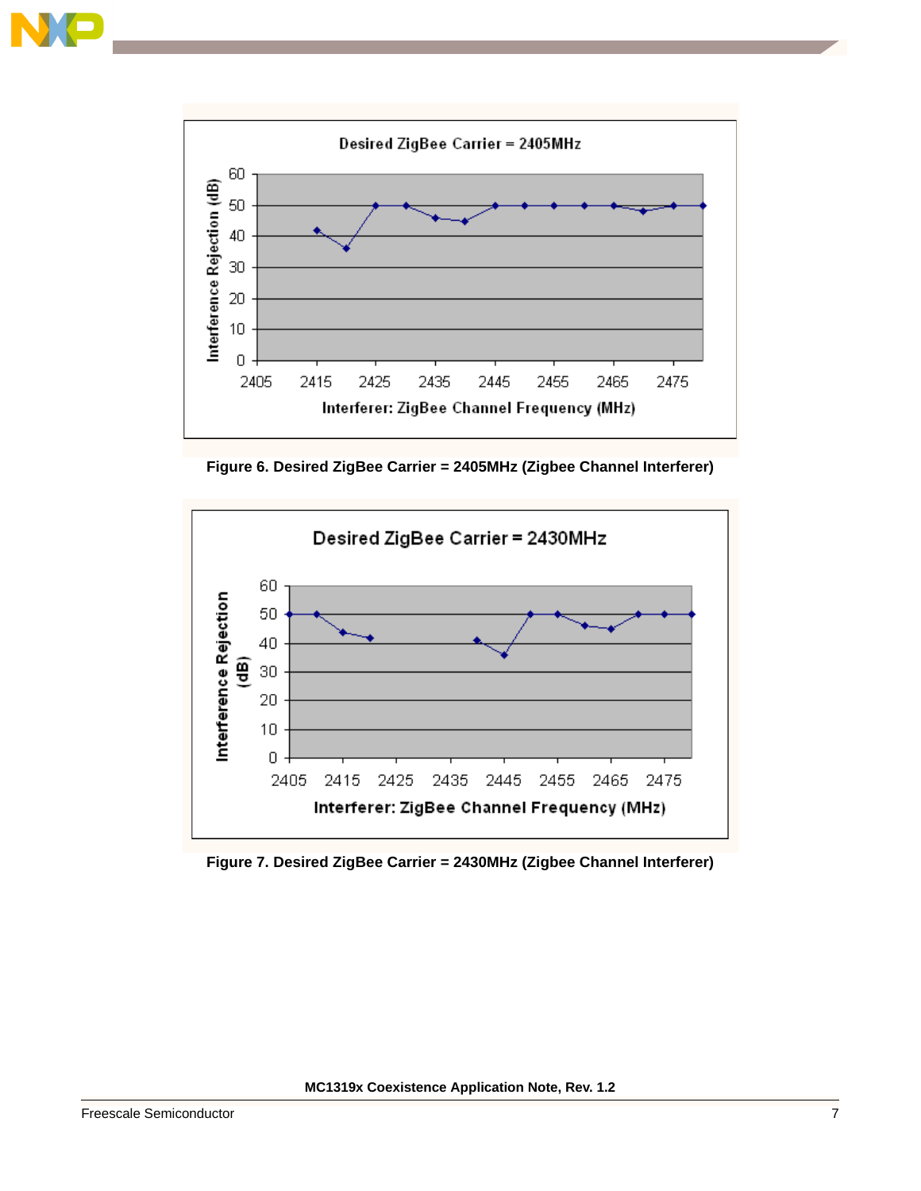Figure 6. Desired ZigBee Carrier = 2405MHz (Zigbee Channel Interferer)

Figure 7. Desired ZigBee Carrier = 2430MHz (Zigbee Channel Interferer)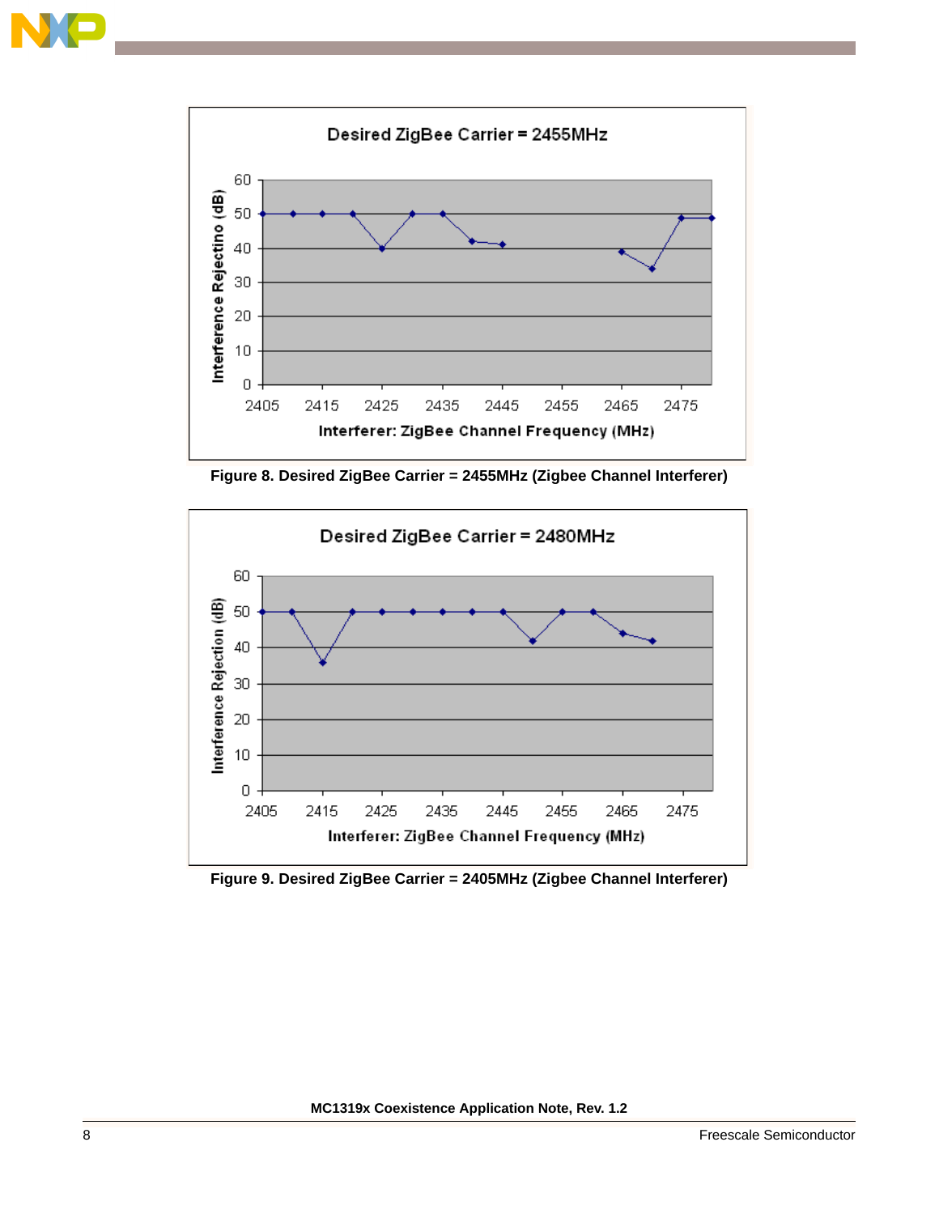Figure 8. Desired ZigBee Carrier = 2455MHz (Zigbee Channel Interferer)

Figure 9. Desired ZigBee Carrier = 2405MHz (Zigbee Channel Interferer)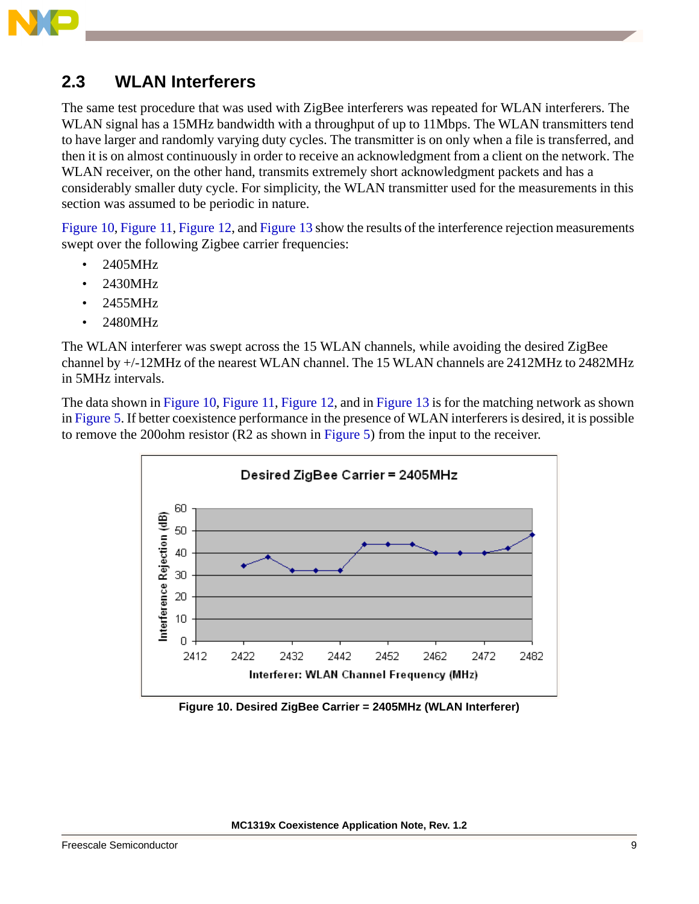## 2.3 WLAN Interferers

The same test procedure that was used with ZigBee interferers was repeated for WLAN interferers. The WLAN signal has a 15MHz bandwidth with a throughput of up to 11Mbps. The WLAN transmitters tend to have larger and randomly varying duty cycles. The transmitter is on only when a file is transferred, and then it is on almost continuously in order to receive an acknowledgment from a client on the network. The WLAN receiver, on the other hand, transmits extremely short acknowledgment packets and has a considerably smaller duty cycle. For simplicity, the WLAN transmitter used for the measurements in this section was assumed to be periodic in nature.

Figure 10, Figure 11, Figure 12, and Figure 13 show the results of the interference rejection measurements swept over the following Zigbee carrier frequencies:

- 2405MHz
- 2430MHz
- 2455MHz
- 2480MHz

The WLAN interferer was swept across the 15 WLAN channels, while avoiding the desired ZigBee channel by +/-12MHz of the nearest WLAN channel. The 15 WLAN channels are 2412MHz to 2482MHz in 5MHz intervals.

The data shown in Figure 10, Figure 11, Figure 12, and in Figure 13 is for the matching network as shown in Figure 5. If better coexistence performance in the presence of WLAN interferers is desired, it is possible to remove the 200ohm resistor (R2 as shown in Figure 5) from the input to the receiver.

Figure 10. Desired ZigBee Carrier = 2405MHz (WLAN Interferer)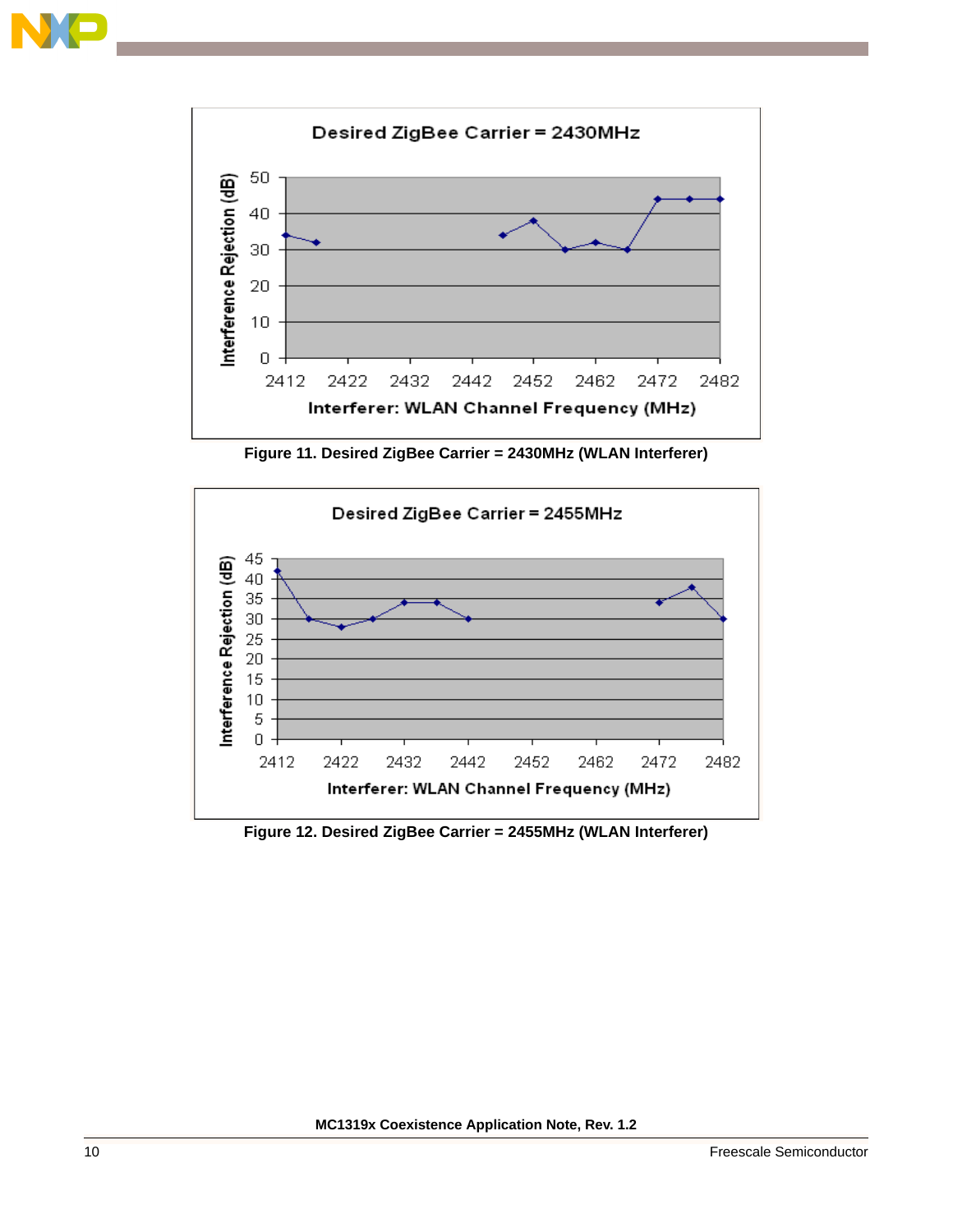Figure 11. Desired ZigBee Carrier = 2430MHz (WLAN Interferer)

Figure 12. Desired ZigBee Carrier = 2455MHz (WLAN Interferer)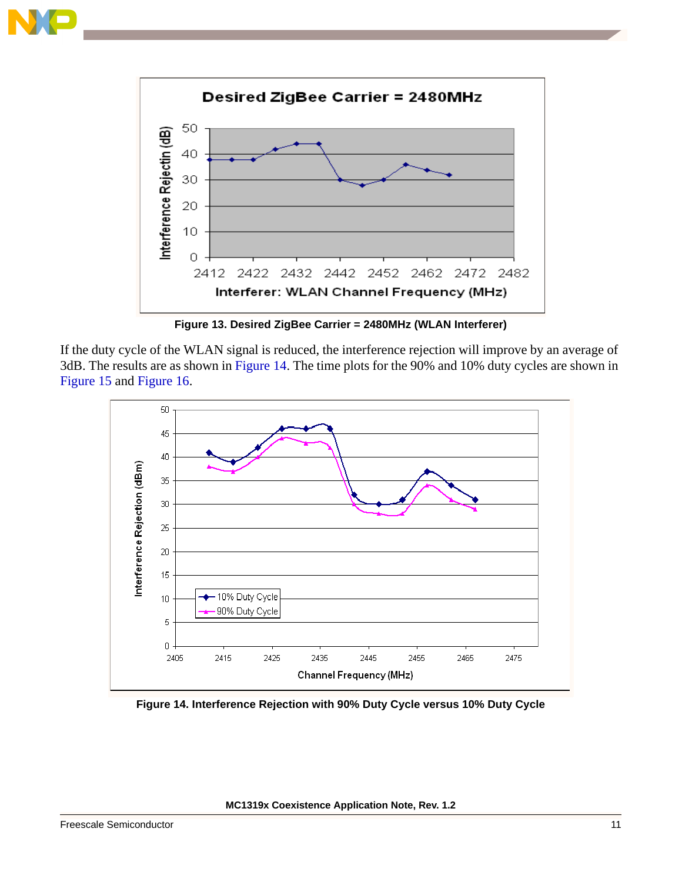Figure 13. Desired ZigBee Carrier = 2480MHz (WLAN Interferer)

If the duty cycle of the WLAN signal is reduced, the interference rejection will improve by an average of 3dB. The results are as shown in Figure 14. The time plots for the 90% and 10% duty cycles are shown in Figure 15 and Figure 16.

Figure 14. Interference Rejection with 90% Duty Cycle versus 10% Duty Cycle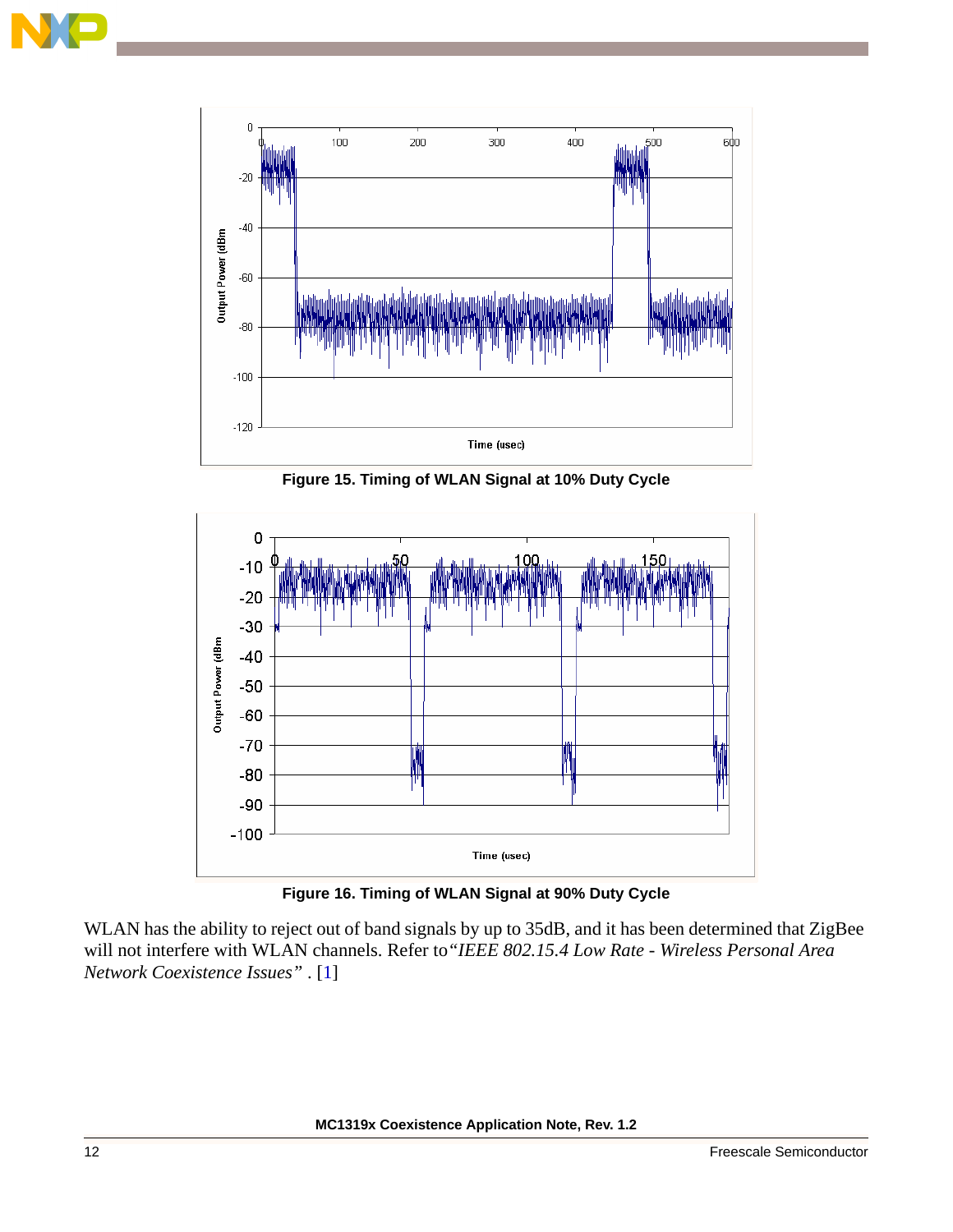Figure 15. Timing of WLAN Signal at 10% Duty Cycle

Figure 16. Timing of WLAN Signal at 90% Duty Cycle

WLAN has the ability to reject out of band signals by up to 35dB, and it has been determined that ZigBee will not interfere with WLAN channels. Refer to *"IEEE 802.15.4 Low Rate - Wireless Personal Area Network Coexistence Issues"* . [1]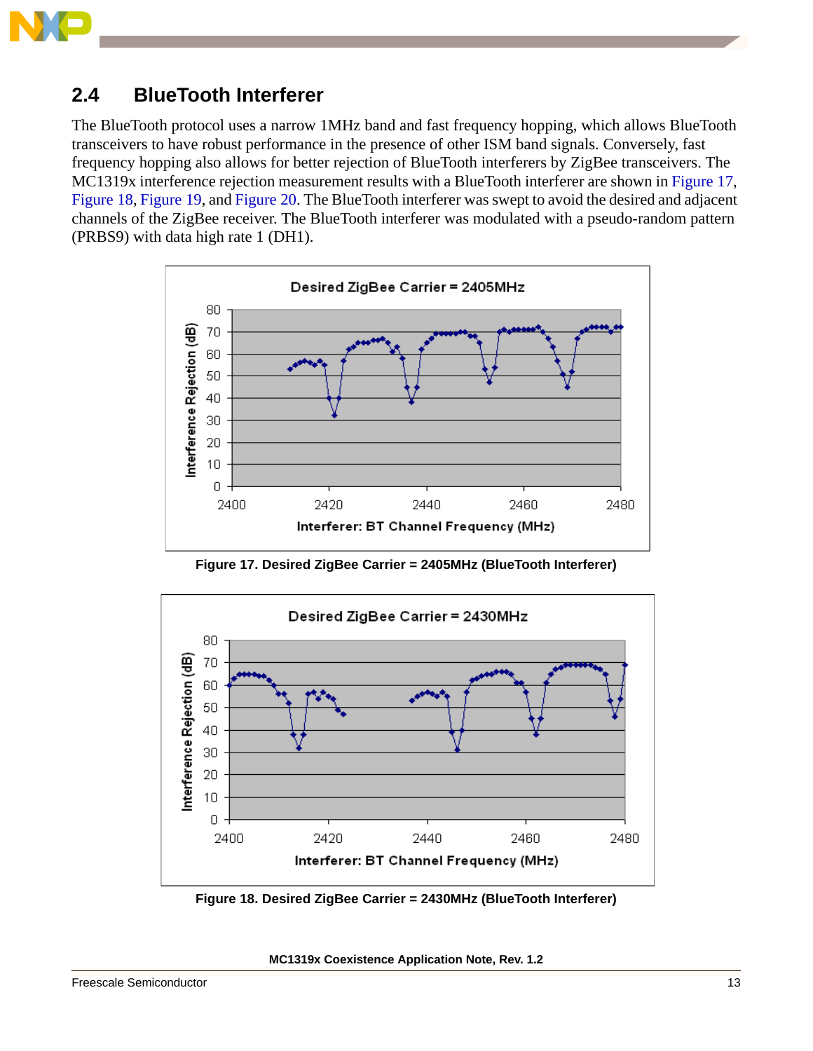## 2.4 BlueTooth Interferer

The BlueTooth protocol uses a narrow 1MHz band and fast frequency hopping, which allows BlueTooth transceivers to have robust performance in the presence of other ISM band signals. Conversely, fast frequency hopping also allows for better rejection of BlueTooth interferers by ZigBee transceivers. The MC1319x interference rejection measurement results with a BlueTooth interferer are shown in Figure 17, Figure 18, Figure 19, and Figure 20. The BlueTooth interferer was swept to avoid the desired and adjacent channels of the ZigBee receiver. The BlueTooth interferer was modulated with a pseudo-random pattern (PRBS9) with data high rate 1 (DH1).

**Figure 17. Desired ZigBee Carrier = 2405MHz (BlueTooth Interferer)**

**Figure 18. Desired ZigBee Carrier = 2430MHz (BlueTooth Interferer)**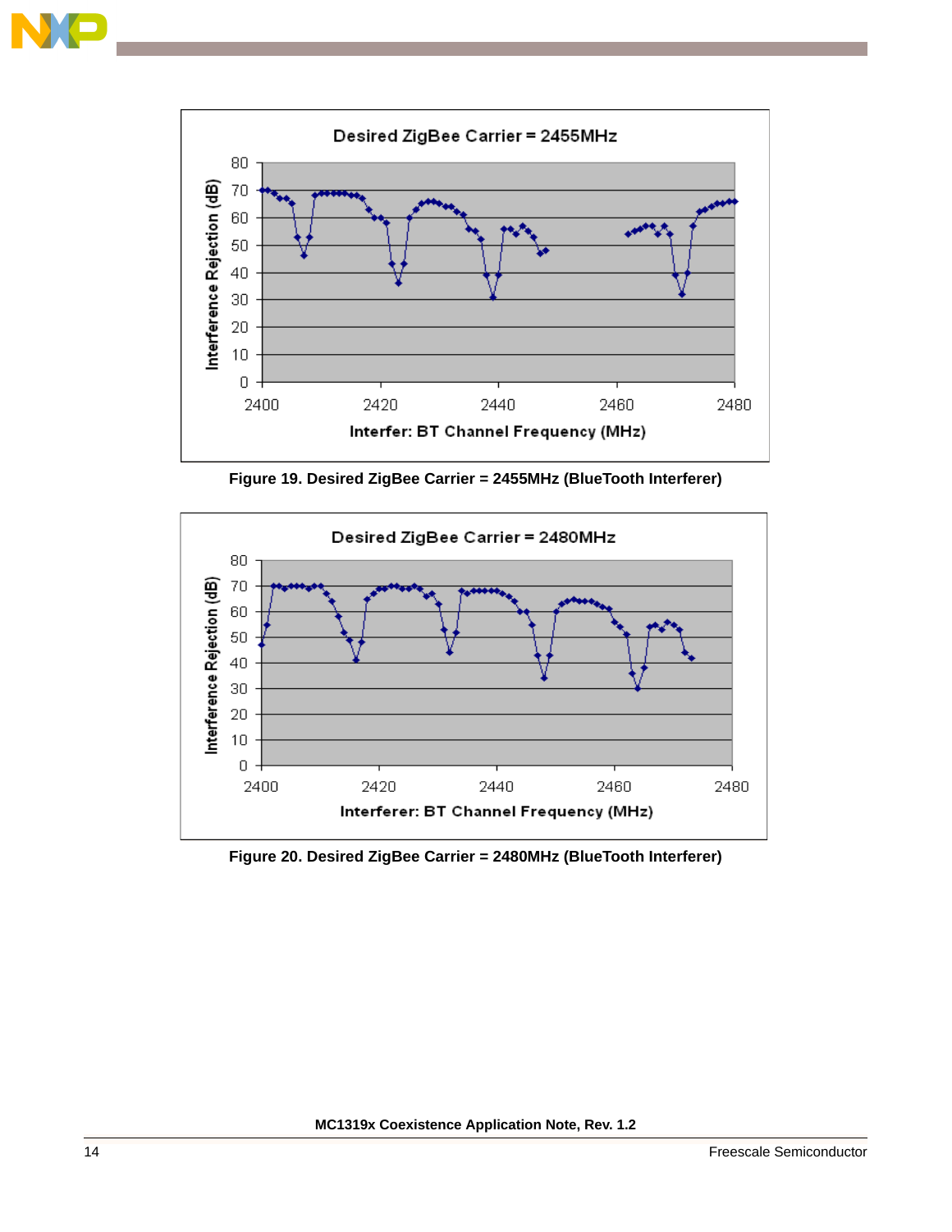Figure 19. Desired ZigBee Carrier = 2455MHz (BlueTooth Interferer)

Figure 20. Desired ZigBee Carrier = 2480MHz (BlueTooth Interferer)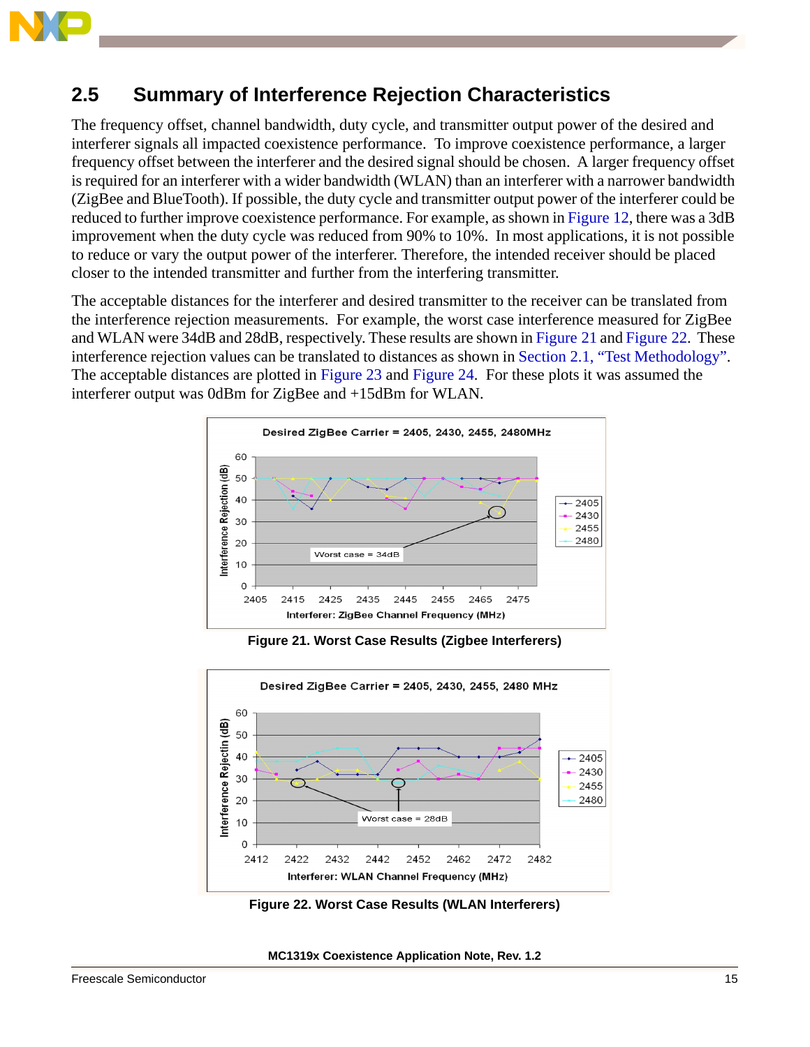## 2.5 Summary of Interference Rejection Characteristics

The frequency offset, channel bandwidth, duty cycle, and transmitter output power of the desired and interferer signals all impacted coexistence performance. To improve coexistence performance, a larger frequency offset between the interferer and the desired signal should be chosen. A larger frequency offset is required for an interferer with a wider bandwidth (WLAN) than an interferer with a narrower bandwidth (ZigBee and BlueTooth). If possible, the duty cycle and transmitter output power of the interferer could be reduced to further improve coexistence performance. For example, as shown in Figure 12, there was a 3dB improvement when the duty cycle was reduced from 90% to 10%. In most applications, it is not possible to reduce or vary the output power of the interferer. Therefore, the intended receiver should be placed closer to the intended transmitter and further from the interfering transmitter.

The acceptable distances for the interferer and desired transmitter to the receiver can be translated from the interference rejection measurements. For example, the worst case interference measured for ZigBee and WLAN were 34dB and 28dB, respectively. These results are shown in Figure 21 and Figure 22. These interference rejection values can be translated to distances as shown in Section 2.1, “Test Methodology”. The acceptable distances are plotted in Figure 23 and Figure 24. For these plots it was assumed the interferer output was 0dBm for ZigBee and +15dBm for WLAN.

**Figure 21. Worst Case Results (Zigbee Interferers)**

**Figure 22. Worst Case Results (WLAN Interferers)**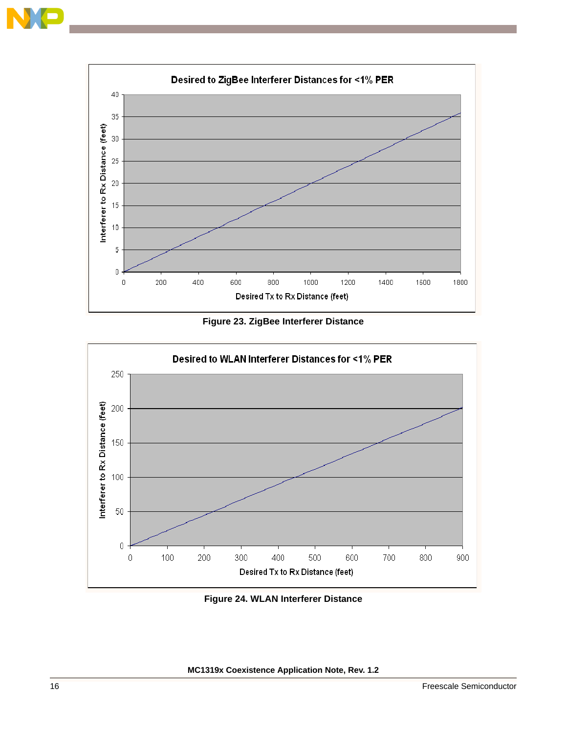Figure 23. ZigBee Interferer Distance

Figure 24. WLAN Interferer Distance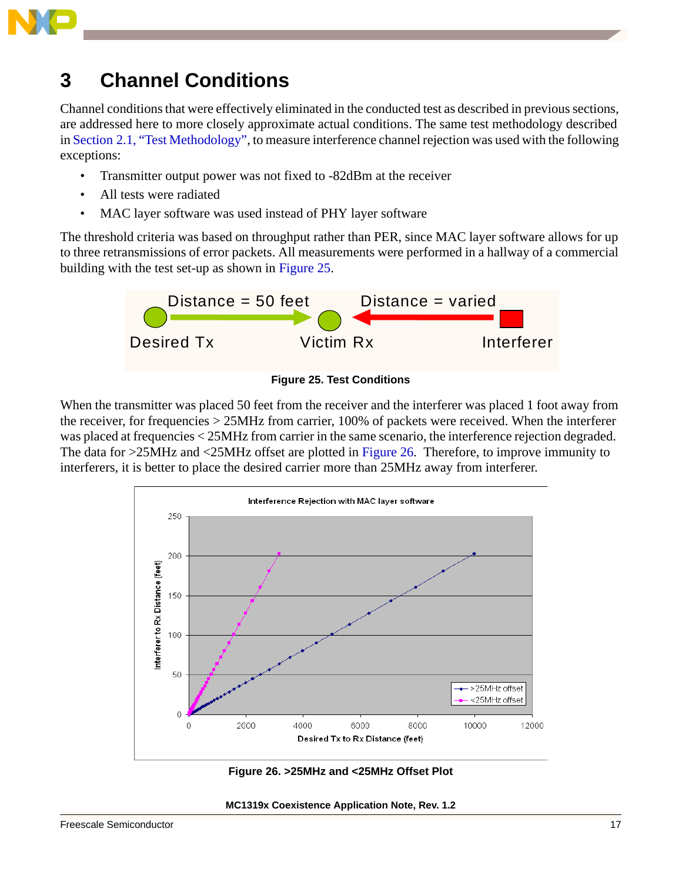# 3 Channel Conditions

Channel conditions that were effectively eliminated in the conducted test as described in previous sections, are addressed here to more closely approximate actual conditions. The same test methodology described in Section 2.1, "Test Methodology", to measure interference channel rejection was used with the following exceptions:

- Transmitter output power was not fixed to -82dBm at the receiver
- All tests were radiated
- MAC layer software was used instead of PHY layer software

The threshold criteria was based on throughput rather than PER, since MAC layer software allows for up to three retransmissions of error packets. All measurements were performed in a hallway of a commercial building with the test set-up as shown in Figure 25.

**Figure 25. Test Conditions**

When the transmitter was placed 50 feet from the receiver and the interferer was placed 1 foot away from the receiver, for frequencies > 25MHz from carrier, 100% of packets were received. When the interferer was placed at frequencies < 25MHz from carrier in the same scenario, the interference rejection degraded. The data for >25MHz and <25MHz offset are plotted in Figure 26. Therefore, to improve immunity to interferers, it is better to place the desired carrier more than 25MHz away from interferer.

**Figure 26. >25MHz and <25MHz Offset Plot**

MC1319x Coexistence Application Note, Rev. 1.2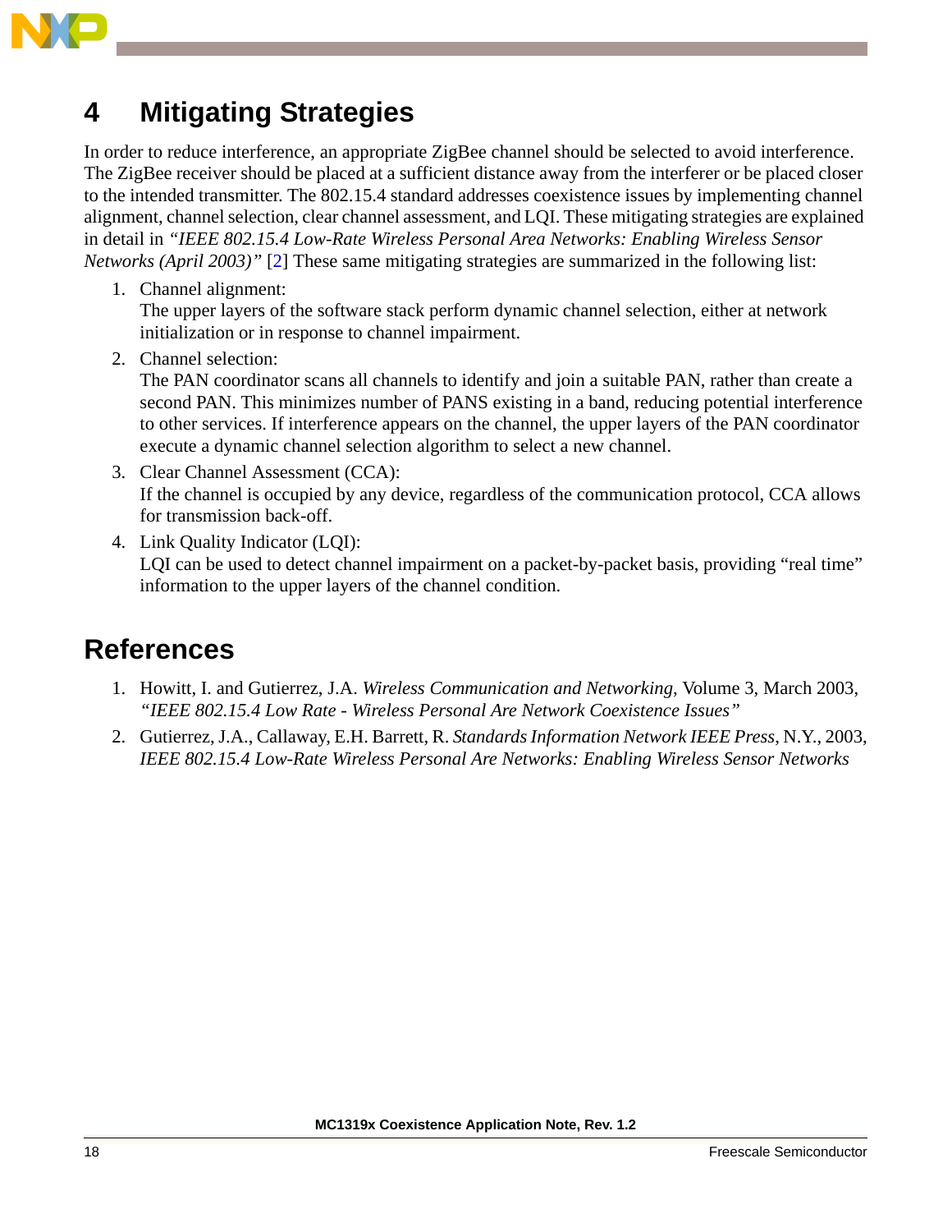# 4 Mitigating Strategies

In order to reduce interference, an appropriate ZigBee channel should be selected to avoid interference. The ZigBee receiver should be placed at a sufficient distance away from the interferer or be placed closer to the intended transmitter. The 802.15.4 standard addresses coexistence issues by implementing channel alignment, channel selection, clear channel assessment, and LQI. These mitigating strategies are explained in detail in *"IEEE 802.15.4 Low-Rate Wireless Personal Area Networks: Enabling Wireless Sensor Networks (April 2003)"* [2] These same mitigating strategies are summarized in the following list:

1. Channel alignment:
   The upper layers of the software stack perform dynamic channel selection, either at network initialization or in response to channel impairment.
2. Channel selection:
   The PAN coordinator scans all channels to identify and join a suitable PAN, rather than create a second PAN. This minimizes number of PANS existing in a band, reducing potential interference to other services. If interference appears on the channel, the upper layers of the PAN coordinator execute a dynamic channel selection algorithm to select a new channel.
3. Clear Channel Assessment (CCA):
   If the channel is occupied by any device, regardless of the communication protocol, CCA allows for transmission back-off.
4. Link Quality Indicator (LQI):
   LQI can be used to detect channel impairment on a packet-by-packet basis, providing "real time" information to the upper layers of the channel condition.

# References

1. Howitt, I. and Gutierrez, J.A. *Wireless Communication and Networking*, Volume 3, March 2003, *"IEEE 802.15.4 Low Rate - Wireless Personal Are Network Coexistence Issues"*
2. Gutierrez, J.A., Callaway, E.H. Barrett, R. *Standards Information Network IEEE Press*, N.Y., 2003, *IEEE 802.15.4 Low-Rate Wireless Personal Are Networks: Enabling Wireless Sensor Networks*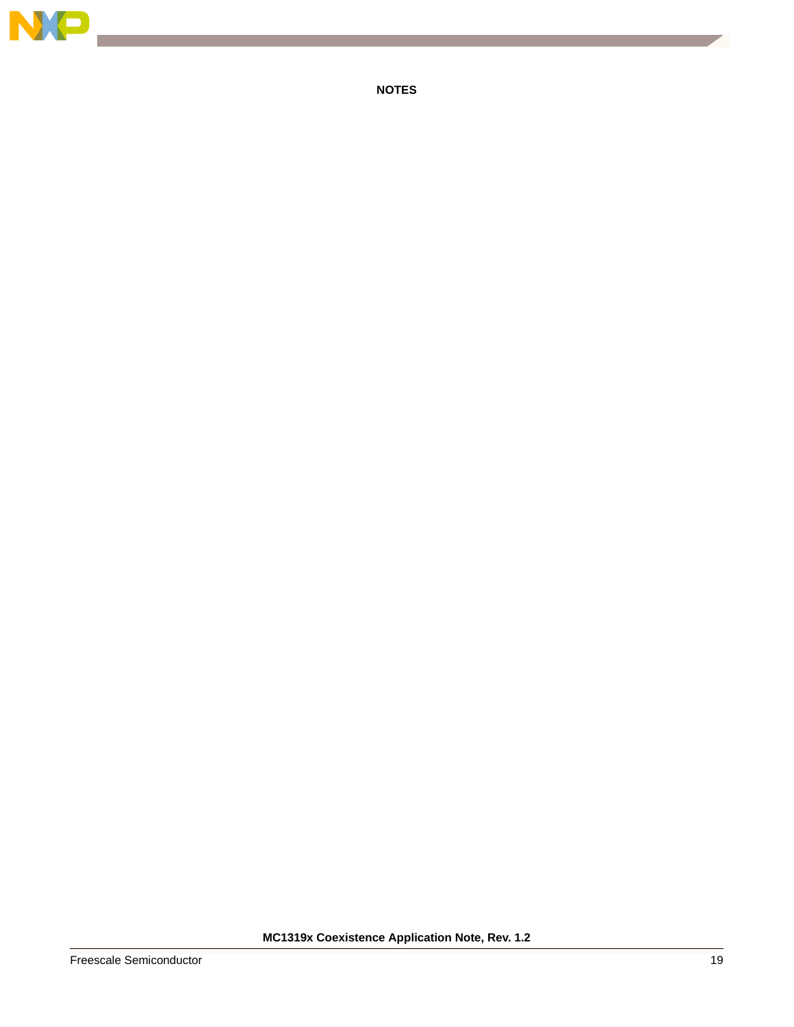**NOTES**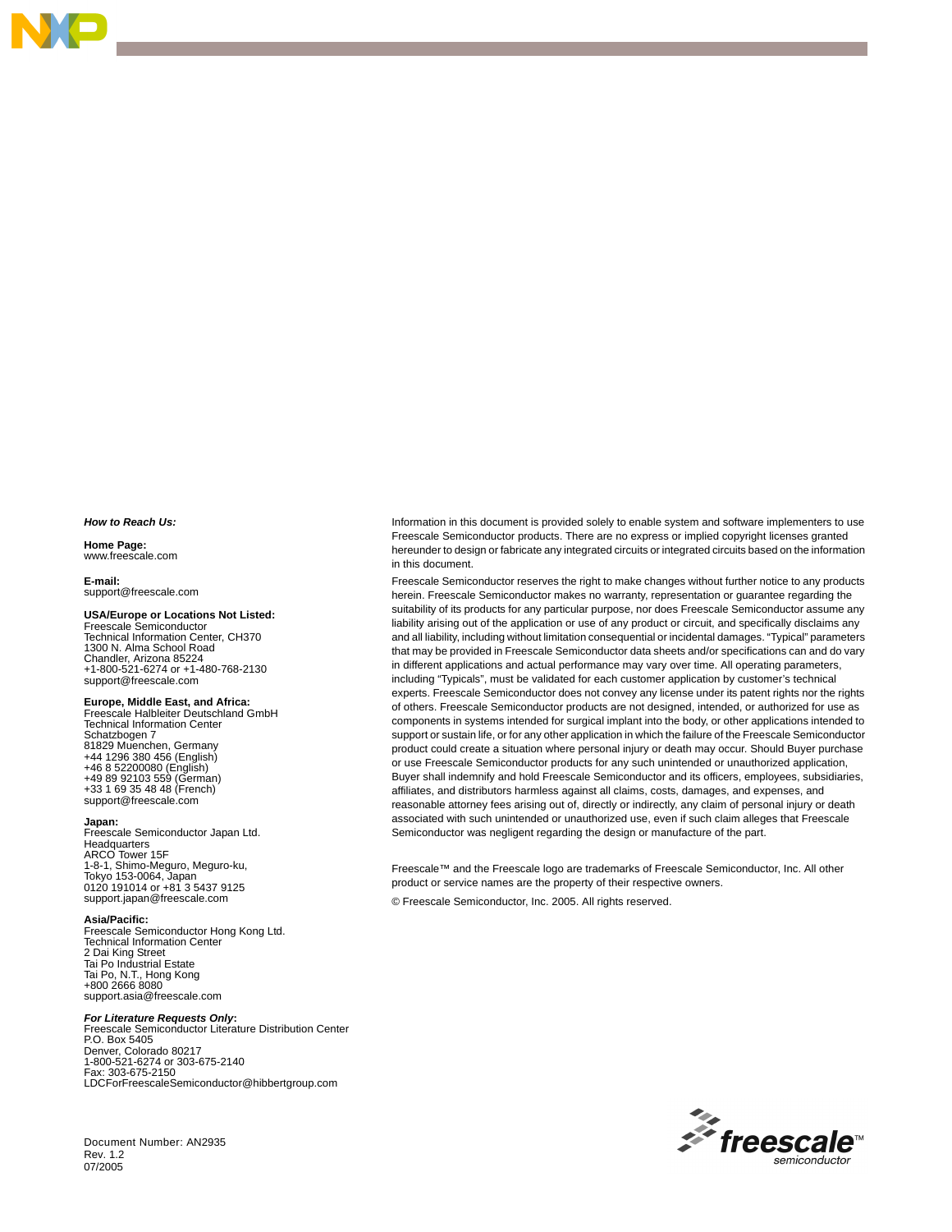***How to Reach Us:***

**Home Page:**
www.freescale.com

**E-mail:**
support@freescale.com

**USA/Europe or Locations Not Listed:**
Freescale Semiconductor
Technical Information Center, CH370
1300 N. Alma School Road
Chandler, Arizona 85224
+1-800-521-6274 or +1-480-768-2130
support@freescale.com

**Europe, Middle East, and Africa:**
Freescale Halbleiter Deutschland GmbH
Technical Information Center
Schatzbogen 7
81829 Muenchen, Germany
+44 1296 380 456 (English)
+46 8 52200080 (English)
+49 89 92103 559 (German)
+33 1 69 35 48 48 (French)
support@freescale.com

**Japan:**
Freescale Semiconductor Japan Ltd.
Headquarters
ARCO Tower 15F
1-8-1, Shimo-Meguro, Meguro-ku,
Tokyo 153-0064, Japan
0120 191014 or +81 3 5437 9125
support.japan@freescale.com

**Asia/Pacific:**
Freescale Semiconductor Hong Kong Ltd.
Technical Information Center
2 Dai King Street
Tai Po Industrial Estate
Tai Po, N.T., Hong Kong
+800 2666 8080
support.asia@freescale.com

***For Literature Requests Only*:**
Freescale Semiconductor Literature Distribution Center
P.O. Box 5405
Denver, Colorado 80217
1-800-521-6274 or 303-675-2140
Fax: 303-675-2150
LDCForFreescaleSemiconductor@hibbertgroup.com

Information in this document is provided solely to enable system and software implementers to use Freescale Semiconductor products. There are no express or implied copyright licenses granted hereunder to design or fabricate any integrated circuits or integrated circuits based on the information in this document.

Freescale Semiconductor reserves the right to make changes without further notice to any products herein. Freescale Semiconductor makes no warranty, representation or guarantee regarding the suitability of its products for any particular purpose, nor does Freescale Semiconductor assume any liability arising out of the application or use of any product or circuit, and specifically disclaims any and all liability, including without limitation consequential or incidental damages. "Typical" parameters that may be provided in Freescale Semiconductor data sheets and/or specifications can and do vary in different applications and actual performance may vary over time. All operating parameters, including "Typicals", must be validated for each customer application by customer's technical experts. Freescale Semiconductor does not convey any license under its patent rights nor the rights of others. Freescale Semiconductor products are not designed, intended, or authorized for use as components in systems intended for surgical implant into the body, or other applications intended to support or sustain life, or for any other application in which the failure of the Freescale Semiconductor product could create a situation where personal injury or death may occur. Should Buyer purchase or use Freescale Semiconductor products for any such unintended or unauthorized application, Buyer shall indemnify and hold Freescale Semiconductor and its officers, employees, subsidiaries, affiliates, and distributors harmless against all claims, costs, damages, and expenses, and reasonable attorney fees arising out of, directly or indirectly, any claim of personal injury or death associated with such unintended or unauthorized use, even if such claim alleges that Freescale Semiconductor was negligent regarding the design or manufacture of the part.

Freescale™ and the Freescale logo are trademarks of Freescale Semiconductor, Inc. All other product or service names are the property of their respective owners.

© Freescale Semiconductor, Inc. 2005. All rights reserved.

Document Number: AN2935
Rev. 1.2
07/2005